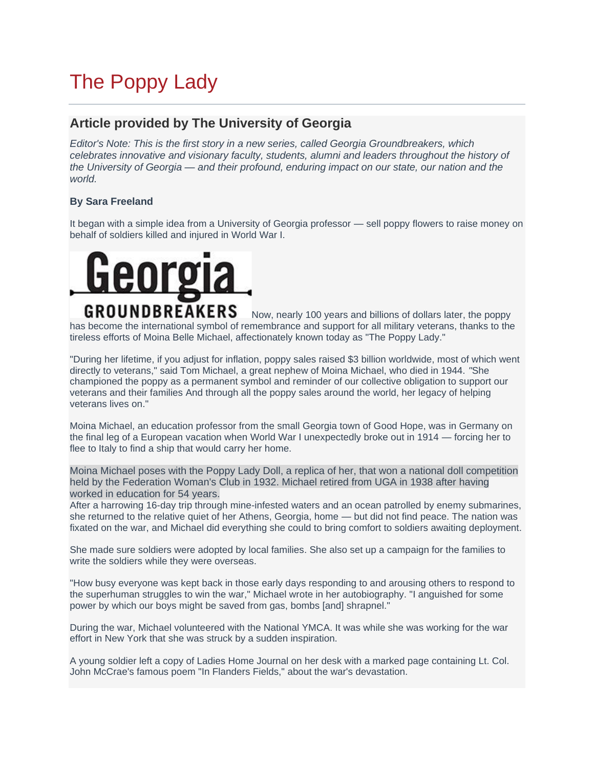# The Poppy Lady

## Article provided by The University of Georgia

*Editor's Note: This is the first story in a new series, called Georgia Groundbreakers, which celebrates innovative and visionary faculty, students, alumni and leaders throughout the history of the University of Georgia — and their profound, enduring impact on our state, our nation and the world.*

**By Sara Freeland**

It began with a simple idea from a University of Georgia professor — sell poppy flowers to raise money on behalf of soldiers killed and injured in World War I.

Georgia GROUNDBREAKERS

Now, nearly 100 years and billions of dollars later, the poppy has become the international symbol of remembrance and support for all military veterans, thanks to the tireless efforts of Moina Belle Michael, affectionately known today as "The Poppy Lady."

"During her lifetime, if you adjust for inflation, poppy sales raised $3 billion worldwide, most of which went directly to veterans," said Tom Michael, a great nephew of Moina Michael, who died in 1944. "She championed the poppy as a permanent symbol and reminder of our collective obligation to support our veterans and their families And through all the poppy sales around the world, her legacy of helping veterans lives on."

Moina Michael, an education professor from the small Georgia town of Good Hope, was in Germany on the final leg of a European vacation when World War I unexpectedly broke out in 1914 — forcing her to flee to Italy to find a ship that would carry her home.

Moina Michael poses with the Poppy Lady Doll, a replica of her, that won a national doll competition held by the Federation Woman's Club in 1932. Michael retired from UGA in 1938 after having worked in education for 54 years.

After a harrowing 16-day trip through mine-infested waters and an ocean patrolled by enemy submarines, she returned to the relative quiet of her Athens, Georgia, home — but did not find peace. The nation was fixated on the war, and Michael did everything she could to bring comfort to soldiers awaiting deployment.

She made sure soldiers were adopted by local families. She also set up a campaign for the families to write the soldiers while they were overseas.

"How busy everyone was kept back in those early days responding to and arousing others to respond to the superhuman struggles to win the war," Michael wrote in her autobiography. "I anguished for some power by which our boys might be saved from gas, bombs [and] shrapnel."

During the war, Michael volunteered with the National YMCA. It was while she was working for the war effort in New York that she was struck by a sudden inspiration.

A young soldier left a copy of Ladies Home Journal on her desk with a marked page containing Lt. Col. John McCrae's famous poem "In Flanders Fields," about the war's devastation.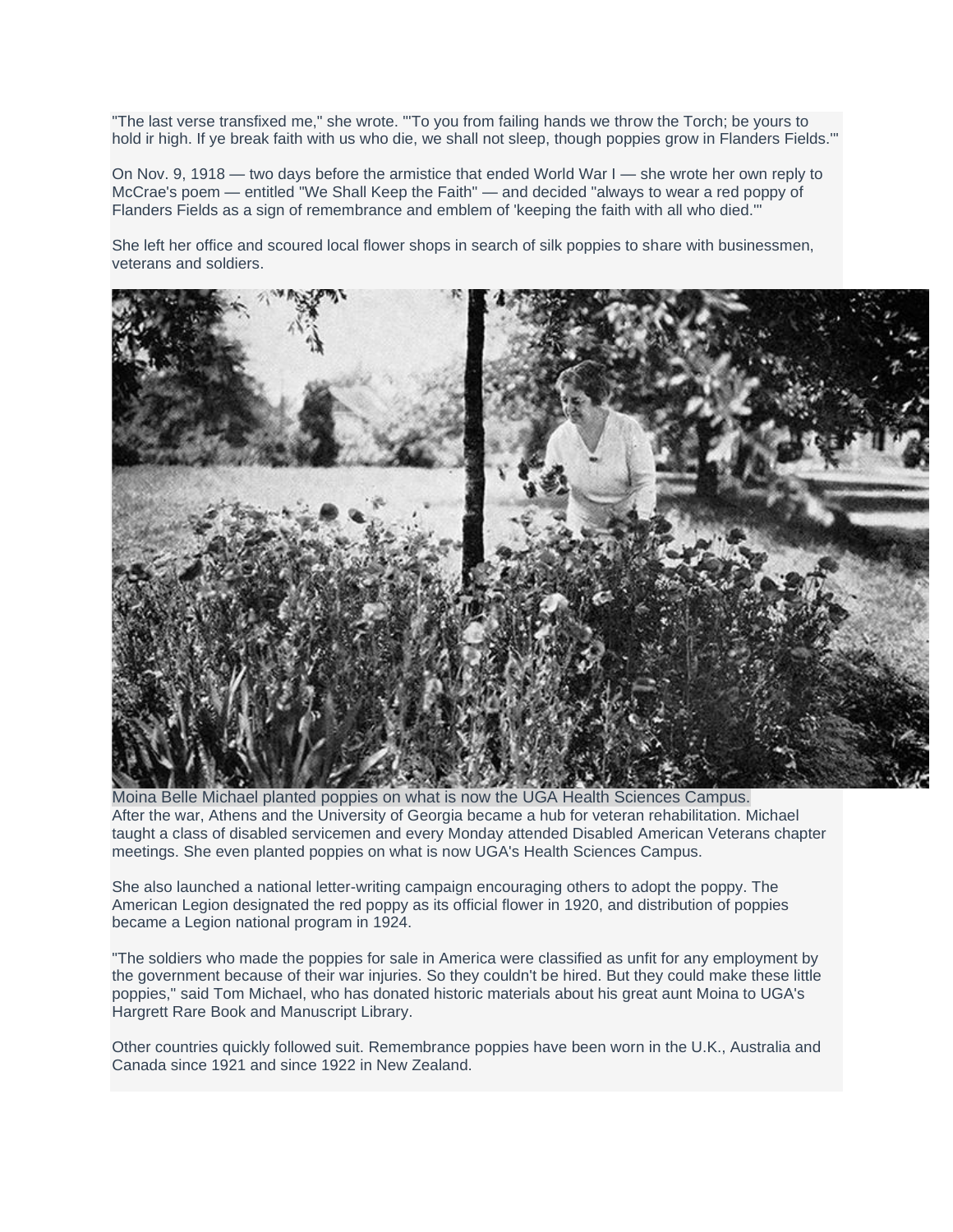"The last verse transfixed me," she wrote. "'To you from failing hands we throw the Torch; be yours to hold ir high. If ye break faith with us who die, we shall not sleep, though poppies grow in Flanders Fields.'"

On Nov. 9, 1918 — two days before the armistice that ended World War I — she wrote her own reply to McCrae's poem — entitled "We Shall Keep the Faith" — and decided "always to wear a red poppy of Flanders Fields as a sign of remembrance and emblem of 'keeping the faith with all who died.'"

She left her office and scoured local flower shops in search of silk poppies to share with businessmen, veterans and soldiers.

Moina Belle Michael planted poppies on what is now the UGA Health Sciences Campus.

After the war, Athens and the University of Georgia became a hub for veteran rehabilitation. Michael taught a class of disabled servicemen and every Monday attended Disabled American Veterans chapter meetings. She even planted poppies on what is now UGA's Health Sciences Campus.

She also launched a national letter-writing campaign encouraging others to adopt the poppy. The American Legion designated the red poppy as its official flower in 1920, and distribution of poppies became a Legion national program in 1924.

"The soldiers who made the poppies for sale in America were classified as unfit for any employment by the government because of their war injuries. So they couldn't be hired. But they could make these little poppies," said Tom Michael, who has donated historic materials about his great aunt Moina to UGA's Hargrett Rare Book and Manuscript Library.

Other countries quickly followed suit. Remembrance poppies have been worn in the U.K., Australia and Canada since 1921 and since 1922 in New Zealand.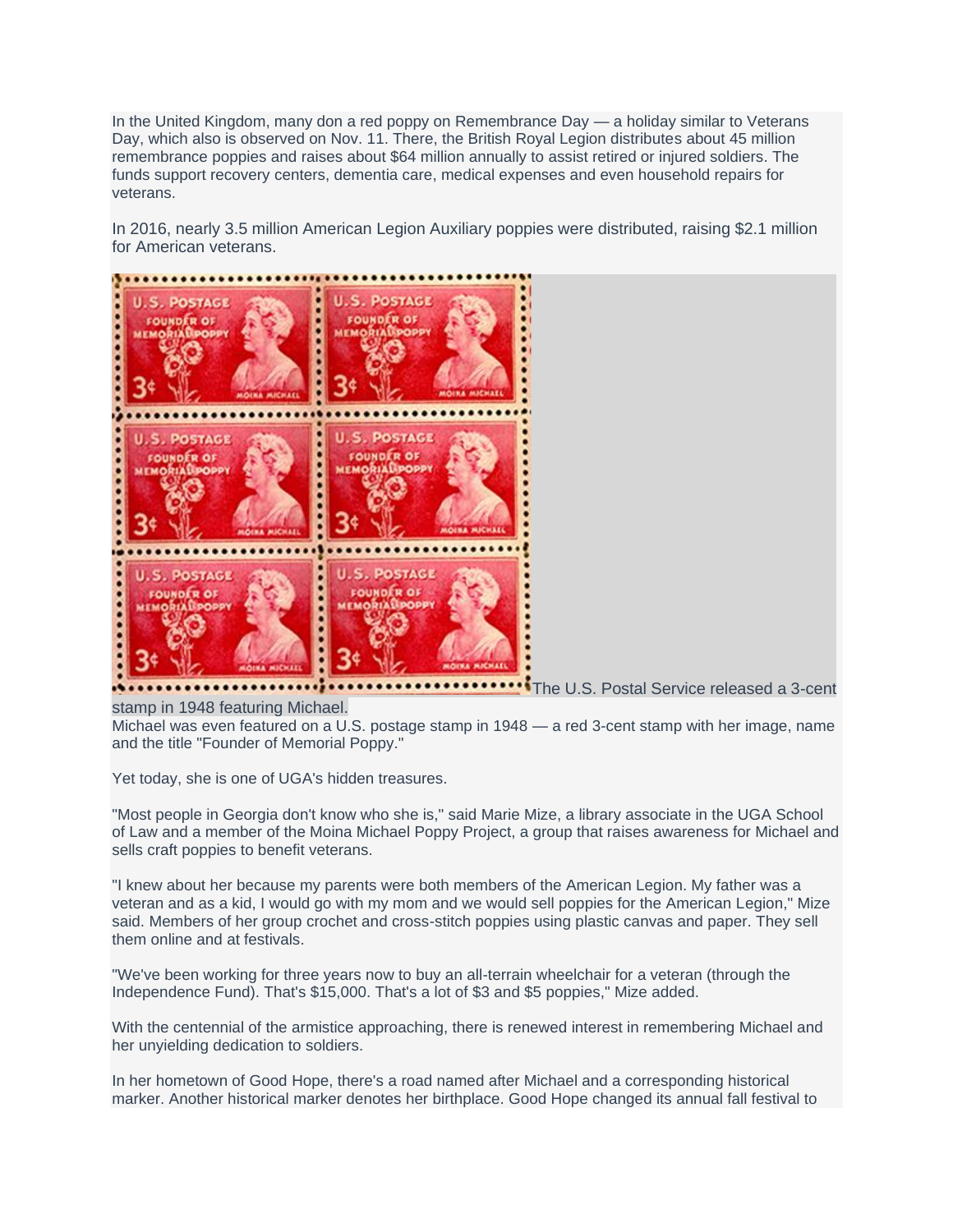In the United Kingdom, many don a red poppy on Remembrance Day — a holiday similar to Veterans Day, which also is observed on Nov. 11. There, the British Royal Legion distributes about 45 million remembrance poppies and raises about $64 million annually to assist retired or injured soldiers. The funds support recovery centers, dementia care, medical expenses and even household repairs for veterans.

In 2016, nearly 3.5 million American Legion Auxiliary poppies were distributed, raising $2.1 million for American veterans.

The U.S. Postal Service released a 3-cent stamp in 1948 featuring Michael.

Michael was even featured on a U.S. postage stamp in 1948 — a red 3-cent stamp with her image, name and the title "Founder of Memorial Poppy."

Yet today, she is one of UGA's hidden treasures.

"Most people in Georgia don't know who she is," said Marie Mize, a library associate in the UGA School of Law and a member of the Moina Michael Poppy Project, a group that raises awareness for Michael and sells craft poppies to benefit veterans.

"I knew about her because my parents were both members of the American Legion. My father was a veteran and as a kid, I would go with my mom and we would sell poppies for the American Legion," Mize said. Members of her group crochet and cross-stitch poppies using plastic canvas and paper. They sell them online and at festivals.

"We've been working for three years now to buy an all-terrain wheelchair for a veteran (through the Independence Fund). That's $15,000. That's a lot of $3 and $5 poppies," Mize added.

With the centennial of the armistice approaching, there is renewed interest in remembering Michael and her unyielding dedication to soldiers.

In her hometown of Good Hope, there's a road named after Michael and a corresponding historical marker. Another historical marker denotes her birthplace. Good Hope changed its annual fall festival to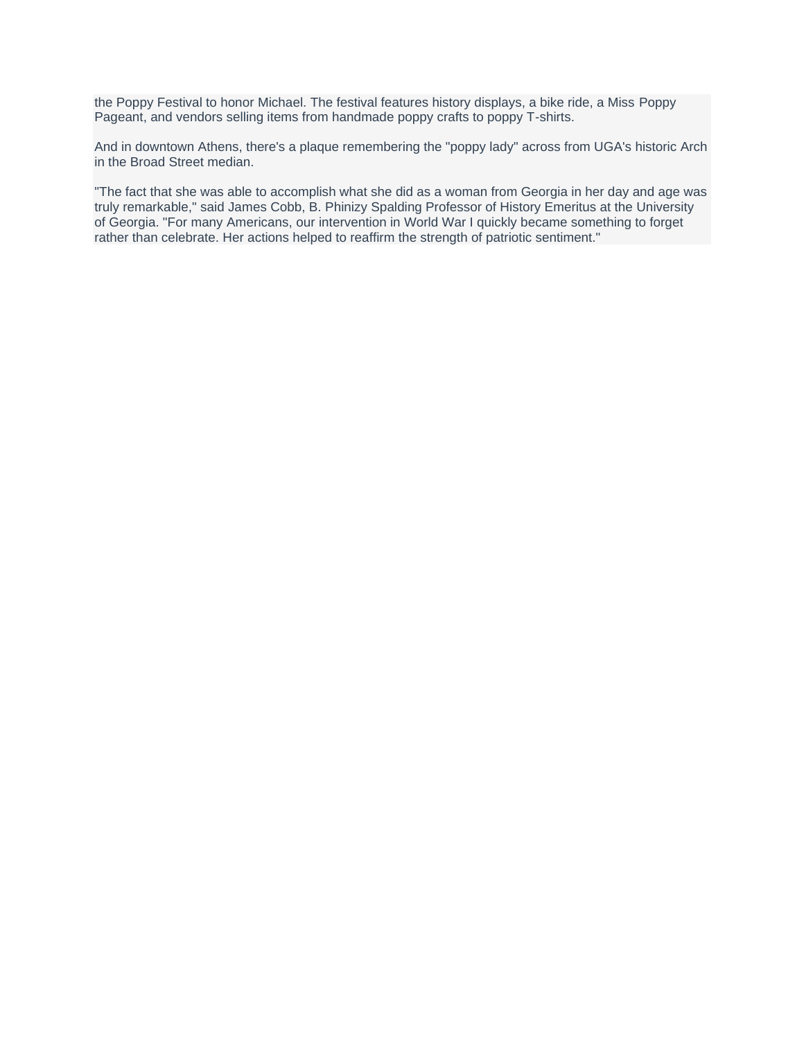the Poppy Festival to honor Michael. The festival features history displays, a bike ride, a Miss Poppy Pageant, and vendors selling items from handmade poppy crafts to poppy T-shirts.

And in downtown Athens, there's a plaque remembering the "poppy lady" across from UGA's historic Arch in the Broad Street median.

"The fact that she was able to accomplish what she did as a woman from Georgia in her day and age was truly remarkable," said James Cobb, B. Phinizy Spalding Professor of History Emeritus at the University of Georgia. "For many Americans, our intervention in World War I quickly became something to forget rather than celebrate. Her actions helped to reaffirm the strength of patriotic sentiment."